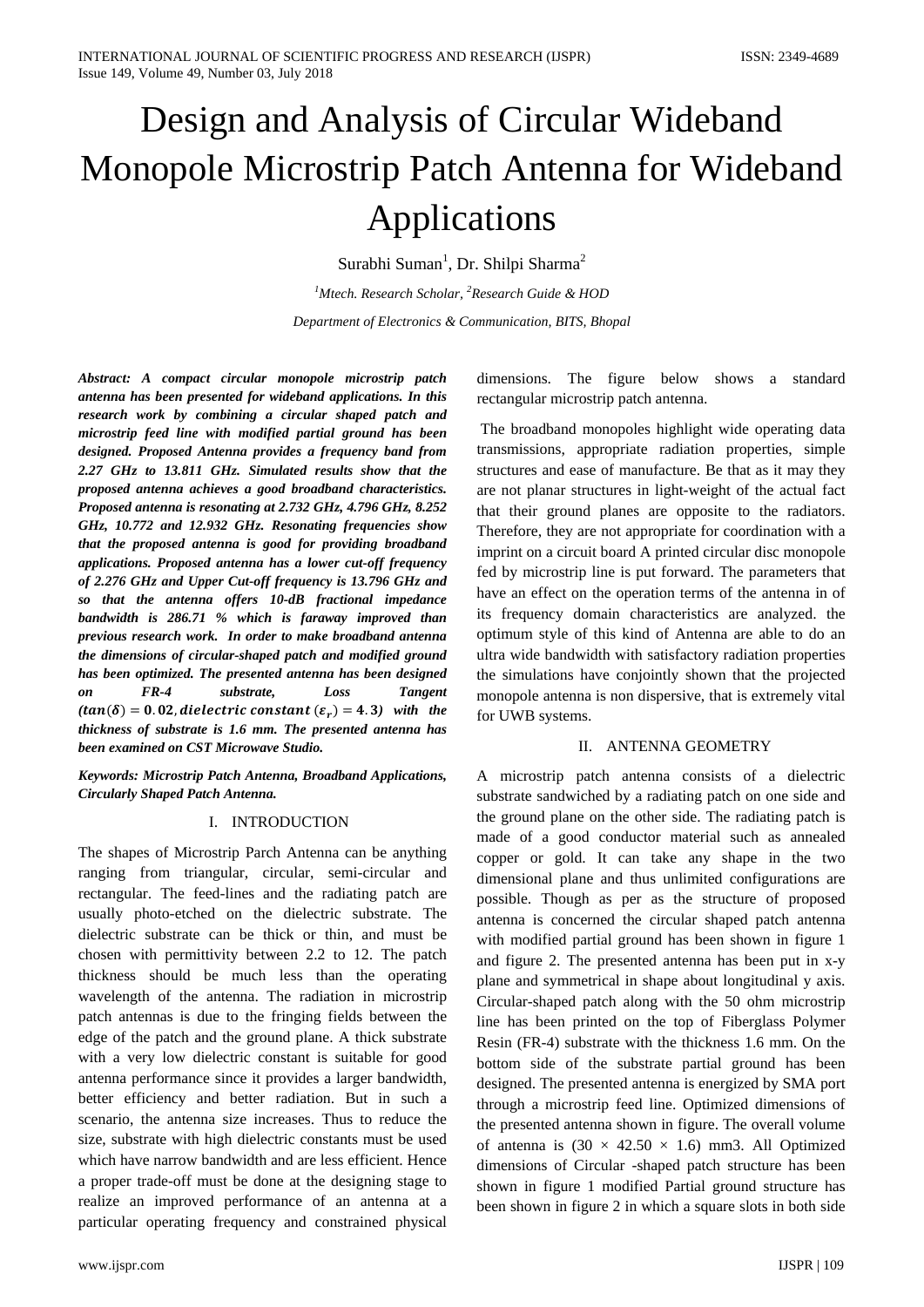# Design and Analysis of Circular Wideband Monopole Microstrip Patch Antenna for Wideband Applications

Surabhi Suman[1], Dr. Shilpi Sharma[2]

[1]*Mtech. Research Scholar,* [2]*Research Guide & HOD*

*Department of Electronics & Communication, BITS, Bhopal*

***Abstract: A compact circular monopole microstrip patch antenna has been presented for wideband applications. In this research work by combining a circular shaped patch and microstrip feed line with modified partial ground has been designed. Proposed Antenna provides a frequency band from 2.27 GHz to 13.811 GHz. Simulated results show that the proposed antenna achieves a good broadband characteristics. Proposed antenna is resonating at 2.732 GHz, 4.796 GHz, 8.252 GHz, 10.772 and 12.932 GHz. Resonating frequencies show that the proposed antenna is good for providing broadband applications. Proposed antenna has a lower cut-off frequency of 2.276 GHz and Upper Cut-off frequency is 13.796 GHz and so that the antenna offers 10-dB fractional impedance bandwidth is 286.71 % which is faraway improved than previous research work. In order to make broadband antenna the dimensions of circular-shaped patch and modified ground has been optimized. The presented antenna has been designed on FR-4 substrate, Loss Tangent $(\tan(\delta) = 0.02, dielectric\ constant\ (\varepsilon_r) = 4.3)$ with the thickness of substrate is 1.6 mm. The presented antenna has been examined on CST Microwave Studio.***

***Keywords: Microstrip Patch Antenna, Broadband Applications, Circularly Shaped Patch Antenna.***

## I. INTRODUCTION

The shapes of Microstrip Parch Antenna can be anything ranging from triangular, circular, semi-circular and rectangular. The feed-lines and the radiating patch are usually photo-etched on the dielectric substrate. The dielectric substrate can be thick or thin, and must be chosen with permittivity between 2.2 to 12. The patch thickness should be much less than the operating wavelength of the antenna. The radiation in microstrip patch antennas is due to the fringing fields between the edge of the patch and the ground plane. A thick substrate with a very low dielectric constant is suitable for good antenna performance since it provides a larger bandwidth, better efficiency and better radiation. But in such a scenario, the antenna size increases. Thus to reduce the size, substrate with high dielectric constants must be used which have narrow bandwidth and are less efficient. Hence a proper trade-off must be done at the designing stage to realize an improved performance of an antenna at a particular operating frequency and constrained physical dimensions. The figure below shows a standard rectangular microstrip patch antenna.

The broadband monopoles highlight wide operating data transmissions, appropriate radiation properties, simple structures and ease of manufacture. Be that as it may they are not planar structures in light-weight of the actual fact that their ground planes are opposite to the radiators. Therefore, they are not appropriate for coordination with a imprint on a circuit board A printed circular disc monopole fed by microstrip line is put forward. The parameters that have an effect on the operation terms of the antenna in of its frequency domain characteristics are analyzed. the optimum style of this kind of Antenna are able to do an ultra wide bandwidth with satisfactory radiation properties the simulations have conjointly shown that the projected monopole antenna is non dispersive, that is extremely vital for UWB systems.

## II. ANTENNA GEOMETRY

A microstrip patch antenna consists of a dielectric substrate sandwiched by a radiating patch on one side and the ground plane on the other side. The radiating patch is made of a good conductor material such as annealed copper or gold. It can take any shape in the two dimensional plane and thus unlimited configurations are possible. Though as per as the structure of proposed antenna is concerned the circular shaped patch antenna with modified partial ground has been shown in figure 1 and figure 2. The presented antenna has been put in x-y plane and symmetrical in shape about longitudinal y axis. Circular-shaped patch along with the 50 ohm microstrip line has been printed on the top of Fiberglass Polymer Resin (FR-4) substrate with the thickness 1.6 mm. On the bottom side of the substrate partial ground has been designed. The presented antenna is energized by SMA port through a microstrip feed line. Optimized dimensions of the presented antenna shown in figure. The overall volume of antenna is (30 × 42.50 × 1.6) mm3. All Optimized dimensions of Circular -shaped patch structure has been shown in figure 1 modified Partial ground structure has been shown in figure 2 in which a square slots in both side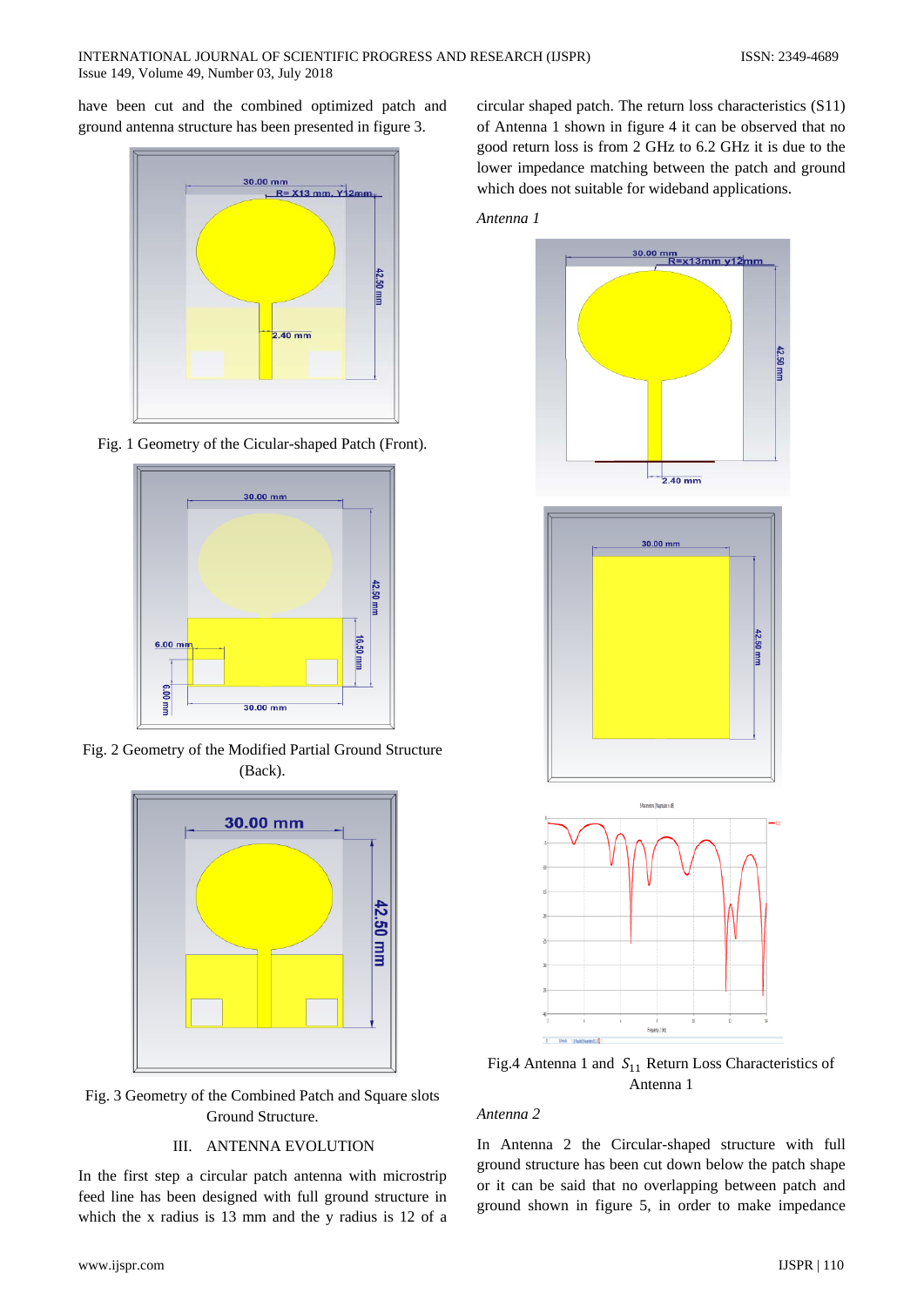have been cut and the combined optimized patch and ground antenna structure has been presented in figure 3.

Fig. 1 Geometry of the Cicular-shaped Patch (Front).

Fig. 2 Geometry of the Modified Partial Ground Structure (Back).

Fig. 3 Geometry of the Combined Patch and Square slots Ground Structure.

## III. ANTENNA EVOLUTION

In the first step a circular patch antenna with microstrip feed line has been designed with full ground structure in which the x radius is 13 mm and the y radius is 12 of a circular shaped patch. The return loss characteristics (S11) of Antenna 1 shown in figure 4 it can be observed that no good return loss is from 2 GHz to 6.2 GHz it is due to the lower impedance matching between the patch and ground which does not suitable for wideband applications.

*Antenna 1*

Fig.4 Antenna 1 and $S_{11}$ Return Loss Characteristics of Antenna 1

*Antenna 2*

In Antenna 2 the Circular-shaped structure with full ground structure has been cut down below the patch shape or it can be said that no overlapping between patch and ground shown in figure 5, in order to make impedance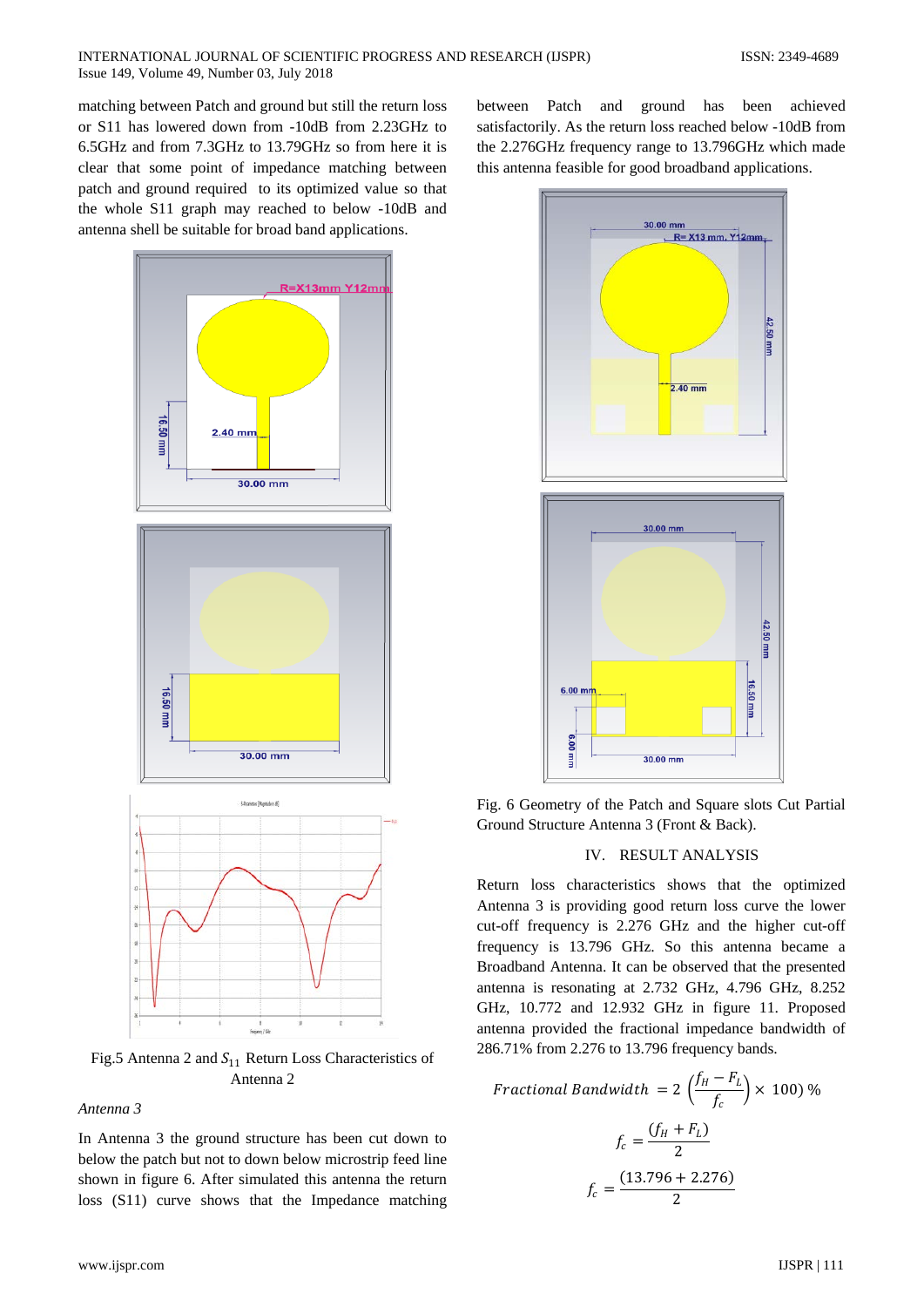matching between Patch and ground but still the return loss or S11 has lowered down from -10dB from 2.23GHz to 6.5GHz and from 7.3GHz to 13.79GHz so from here it is clear that some point of impedance matching between patch and ground required to its optimized value so that the whole S11 graph may reached to below -10dB and antenna shell be suitable for broad band applications.

Fig.5 Antenna 2 and $S_{11}$ Return Loss Characteristics of Antenna 2

*Antenna 3*

In Antenna 3 the ground structure has been cut down to below the patch but not to down below microstrip feed line shown in figure 6. After simulated this antenna the return loss (S11) curve shows that the Impedance matching between Patch and ground has been achieved satisfactorily. As the return loss reached below -10dB from the 2.276GHz frequency range to 13.796GHz which made this antenna feasible for good broadband applications.

Fig. 6 Geometry of the Patch and Square slots Cut Partial Ground Structure Antenna 3 (Front & Back).

## IV. RESULT ANALYSIS

Return loss characteristics shows that the optimized Antenna 3 is providing good return loss curve the lower cut-off frequency is 2.276 GHz and the higher cut-off frequency is 13.796 GHz. So this antenna became a Broadband Antenna. It can be observed that the presented antenna is resonating at 2.732 GHz, 4.796 GHz, 8.252 GHz, 10.772 and 12.932 GHz in figure 11. Proposed antenna provided the fractional impedance bandwidth of 286.71% from 2.276 to 13.796 frequency bands.

$$Fractional\ Bandwidth\ = 2\left(\frac{f_H - F_L}{f_c}\right) \times\ 100)\ \%$$

$$f_c = \frac{(f_H + F_L)}{2}$$

$$f_c = \frac{(13.796 + 2.276)}{2}$$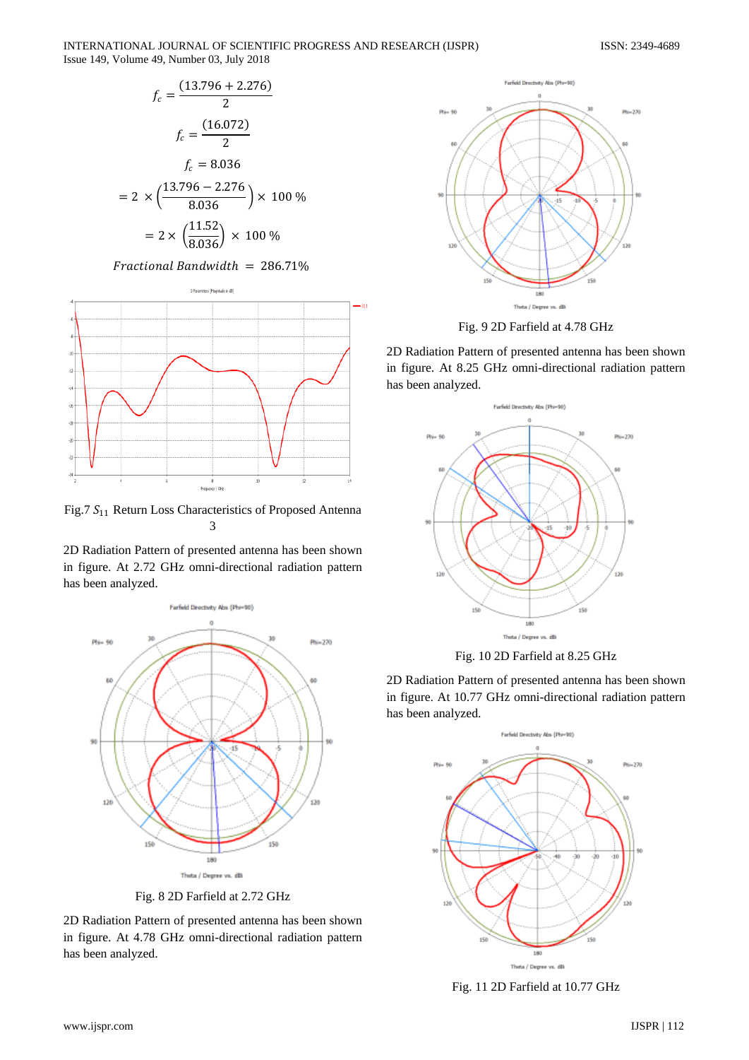$$f_c = \frac{(13.796 + 2.276)}{2}$$

$$f_c = \frac{(16.072)}{2}$$

$$f_c = 8.036$$

$$= 2 \times \left(\frac{13.796 - 2.276}{8.036}\right) \times 100\ \%$$

$$= 2 \times \left(\frac{11.52}{8.036}\right) \times 100\ \%$$

$$Fractional\ Bandwidth = 286.71\%$$

Fig.7 $S_{11}$ Return Loss Characteristics of Proposed Antenna 3

2D Radiation Pattern of presented antenna has been shown in figure. At 2.72 GHz omni-directional radiation pattern has been analyzed.

Fig. 8 2D Farfield at 2.72 GHz

2D Radiation Pattern of presented antenna has been shown in figure. At 4.78 GHz omni-directional radiation pattern has been analyzed.

Fig. 9 2D Farfield at 4.78 GHz

2D Radiation Pattern of presented antenna has been shown in figure. At 8.25 GHz omni-directional radiation pattern has been analyzed.

Fig. 10 2D Farfield at 8.25 GHz

2D Radiation Pattern of presented antenna has been shown in figure. At 10.77 GHz omni-directional radiation pattern has been analyzed.

Fig. 11 2D Farfield at 10.77 GHz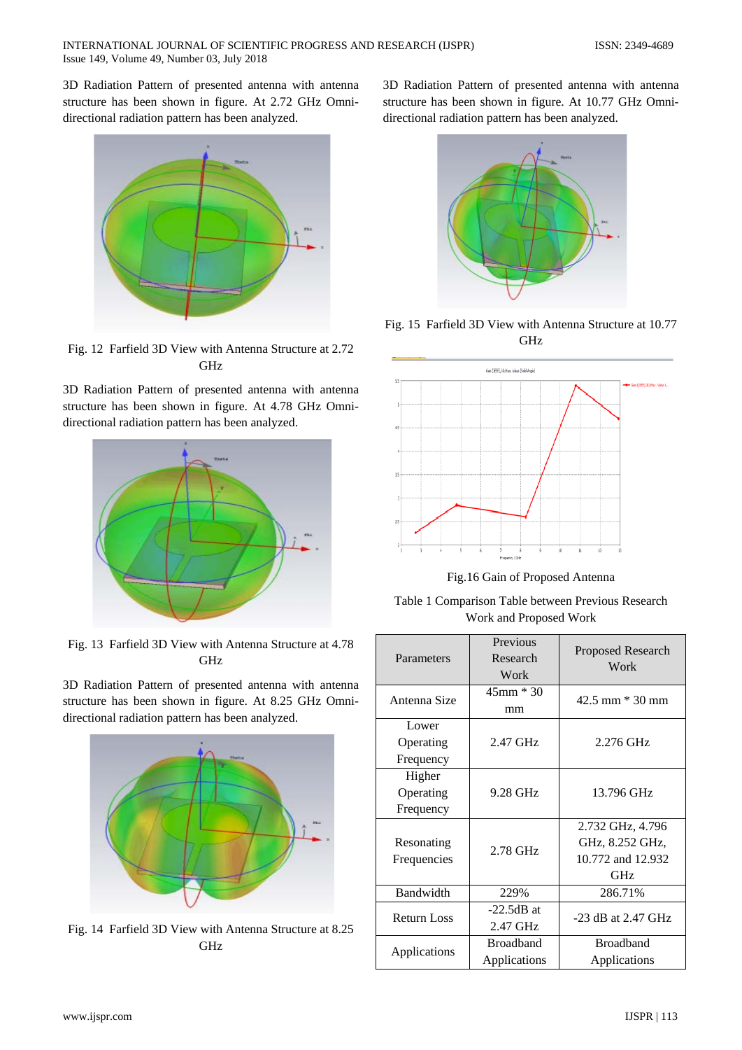3D Radiation Pattern of presented antenna with antenna structure has been shown in figure. At 2.72 GHz Omni-directional radiation pattern has been analyzed.

Fig. 12 Farfield 3D View with Antenna Structure at 2.72 GHz

3D Radiation Pattern of presented antenna with antenna structure has been shown in figure. At 4.78 GHz Omni-directional radiation pattern has been analyzed.

Fig. 13 Farfield 3D View with Antenna Structure at 4.78 GHz

3D Radiation Pattern of presented antenna with antenna structure has been shown in figure. At 8.25 GHz Omni-directional radiation pattern has been analyzed.

Fig. 14 Farfield 3D View with Antenna Structure at 8.25 GHz

3D Radiation Pattern of presented antenna with antenna structure has been shown in figure. At 10.77 GHz Omni-directional radiation pattern has been analyzed.

Fig. 15 Farfield 3D View with Antenna Structure at 10.77 GHz

Fig.16 Gain of Proposed Antenna

Table 1 Comparison Table between Previous Research Work and Proposed Work

| Parameters | Previous Research Work | Proposed Research Work |
|---|---|---|
| Antenna Size | 45mm * 30 mm | 42.5 mm * 30 mm |
| Lower Operating Frequency | 2.47 GHz | 2.276 GHz |
| Higher Operating Frequency | 9.28 GHz | 13.796 GHz |
| Resonating Frequencies | 2.78 GHz | 2.732 GHz, 4.796 GHz, 8.252 GHz, 10.772 and 12.932 GHz |
| Bandwidth | 229% | 286.71% |
| Return Loss | -22.5dB at 2.47 GHz | -23 dB at 2.47 GHz |
| Applications | Broadband Applications | Broadband Applications |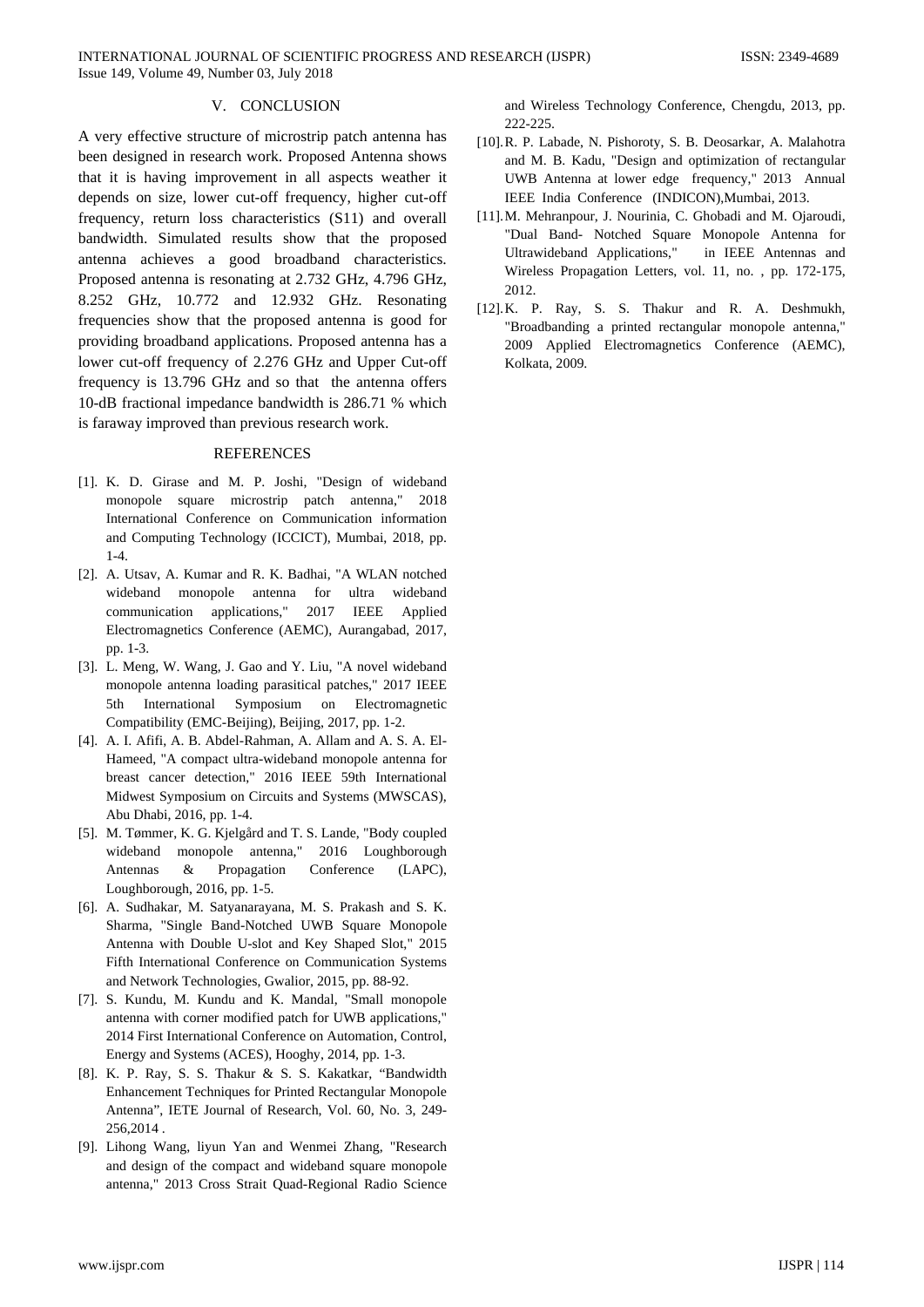## V. CONCLUSION

A very effective structure of microstrip patch antenna has been designed in research work. Proposed Antenna shows that it is having improvement in all aspects weather it depends on size, lower cut-off frequency, higher cut-off frequency, return loss characteristics (S11) and overall bandwidth. Simulated results show that the proposed antenna achieves a good broadband characteristics. Proposed antenna is resonating at 2.732 GHz, 4.796 GHz, 8.252 GHz, 10.772 and 12.932 GHz. Resonating frequencies show that the proposed antenna is good for providing broadband applications. Proposed antenna has a lower cut-off frequency of 2.276 GHz and Upper Cut-off frequency is 13.796 GHz and so that the antenna offers 10-dB fractional impedance bandwidth is 286.71 % which is faraway improved than previous research work.

## REFERENCES

[1]. K. D. Girase and M. P. Joshi, "Design of wideband monopole square microstrip patch antenna," 2018 International Conference on Communication information and Computing Technology (ICCICT), Mumbai, 2018, pp. 1-4.

[2]. A. Utsav, A. Kumar and R. K. Badhai, "A WLAN notched wideband monopole antenna for ultra wideband communication applications," 2017 IEEE Applied Electromagnetics Conference (AEMC), Aurangabad, 2017, pp. 1-3.

[3]. L. Meng, W. Wang, J. Gao and Y. Liu, "A novel wideband monopole antenna loading parasitical patches," 2017 IEEE 5th International Symposium on Electromagnetic Compatibility (EMC-Beijing), Beijing, 2017, pp. 1-2.

[4]. A. I. Afifi, A. B. Abdel-Rahman, A. Allam and A. S. A. El-Hameed, "A compact ultra-wideband monopole antenna for breast cancer detection," 2016 IEEE 59th International Midwest Symposium on Circuits and Systems (MWSCAS), Abu Dhabi, 2016, pp. 1-4.

[5]. M. Tømmer, K. G. Kjelgård and T. S. Lande, "Body coupled wideband monopole antenna," 2016 Loughborough Antennas & Propagation Conference (LAPC), Loughborough, 2016, pp. 1-5.

[6]. A. Sudhakar, M. Satyanarayana, M. S. Prakash and S. K. Sharma, "Single Band-Notched UWB Square Monopole Antenna with Double U-slot and Key Shaped Slot," 2015 Fifth International Conference on Communication Systems and Network Technologies, Gwalior, 2015, pp. 88-92.

[7]. S. Kundu, M. Kundu and K. Mandal, "Small monopole antenna with corner modified patch for UWB applications," 2014 First International Conference on Automation, Control, Energy and Systems (ACES), Hooghy, 2014, pp. 1-3.

[8]. K. P. Ray, S. S. Thakur & S. S. Kakatkar, "Bandwidth Enhancement Techniques for Printed Rectangular Monopole Antenna", IETE Journal of Research, Vol. 60, No. 3, 249-256,2014 .

[9]. Lihong Wang, liyun Yan and Wenmei Zhang, "Research and design of the compact and wideband square monopole antenna," 2013 Cross Strait Quad-Regional Radio Science and Wireless Technology Conference, Chengdu, 2013, pp. 222-225.

[10]. R. P. Labade, N. Pishoroty, S. B. Deosarkar, A. Malahotra and M. B. Kadu, "Design and optimization of rectangular UWB Antenna at lower edge frequency," 2013 Annual IEEE India Conference (INDICON),Mumbai, 2013.

[11]. M. Mehranpour, J. Nourinia, C. Ghobadi and M. Ojaroudi, "Dual Band- Notched Square Monopole Antenna for Ultrawideband Applications," in IEEE Antennas and Wireless Propagation Letters, vol. 11, no. , pp. 172-175, 2012.

[12]. K. P. Ray, S. S. Thakur and R. A. Deshmukh, "Broadbanding a printed rectangular monopole antenna," 2009 Applied Electromagnetics Conference (AEMC), Kolkata, 2009.